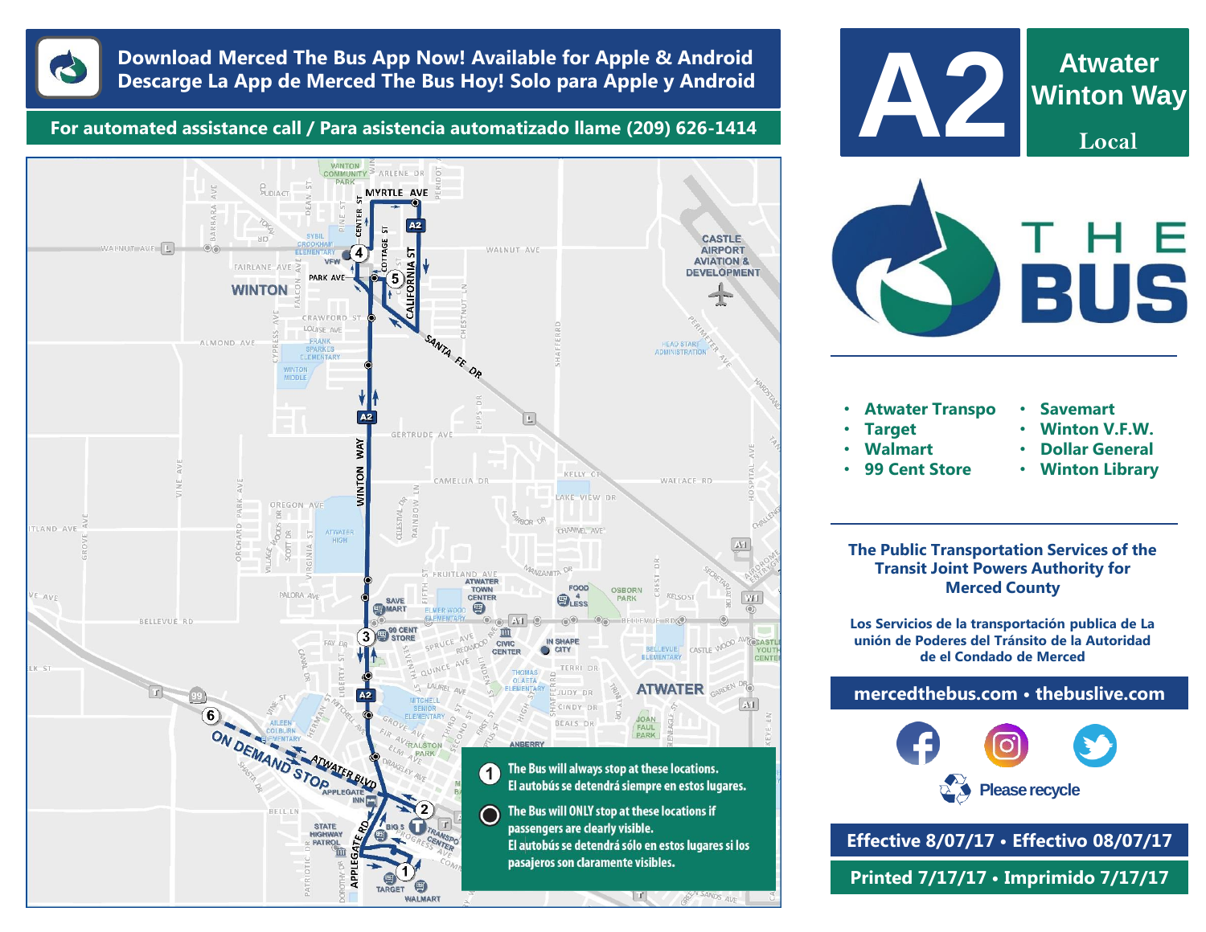**Download Merced The Bus App Now! Available for Apple & Android**
**Descarge La App de Merced The Bus Hoy! Solo para Apple y Android**

**For automated assistance call / Para asistencia automatizado llame (209) 626-1414**

# A2 Atwater Winton Way

**Local**

# THE BUS

- Atwater Transpo
- Target
- Walmart
- 99 Cent Store
- Savemart
- Winton V.F.W.
- Dollar General
- Winton Library

**The Public Transportation Services of the Transit Joint Powers Authority for Merced County**

**Los Servicios de la transportación publica de La unión de Poderes del Tránsito de la Autoridad de el Condado de Merced**

**mercedthebus.com • thebuslive.com**

Please recycle

**Effective 8/07/17 • Effectivo 08/07/17**

**Printed 7/17/17 • Imprimido 7/17/17**

①  The Bus will always stop at these locations.
El autobús se detendrá siempre en estos lugares.

●  The Bus will ONLY stop at these locations if passengers are clearly visible.
El autobús se detendrá sólo en estos lugares si los pasajeros son claramente visibles.

ON DEMAND STOP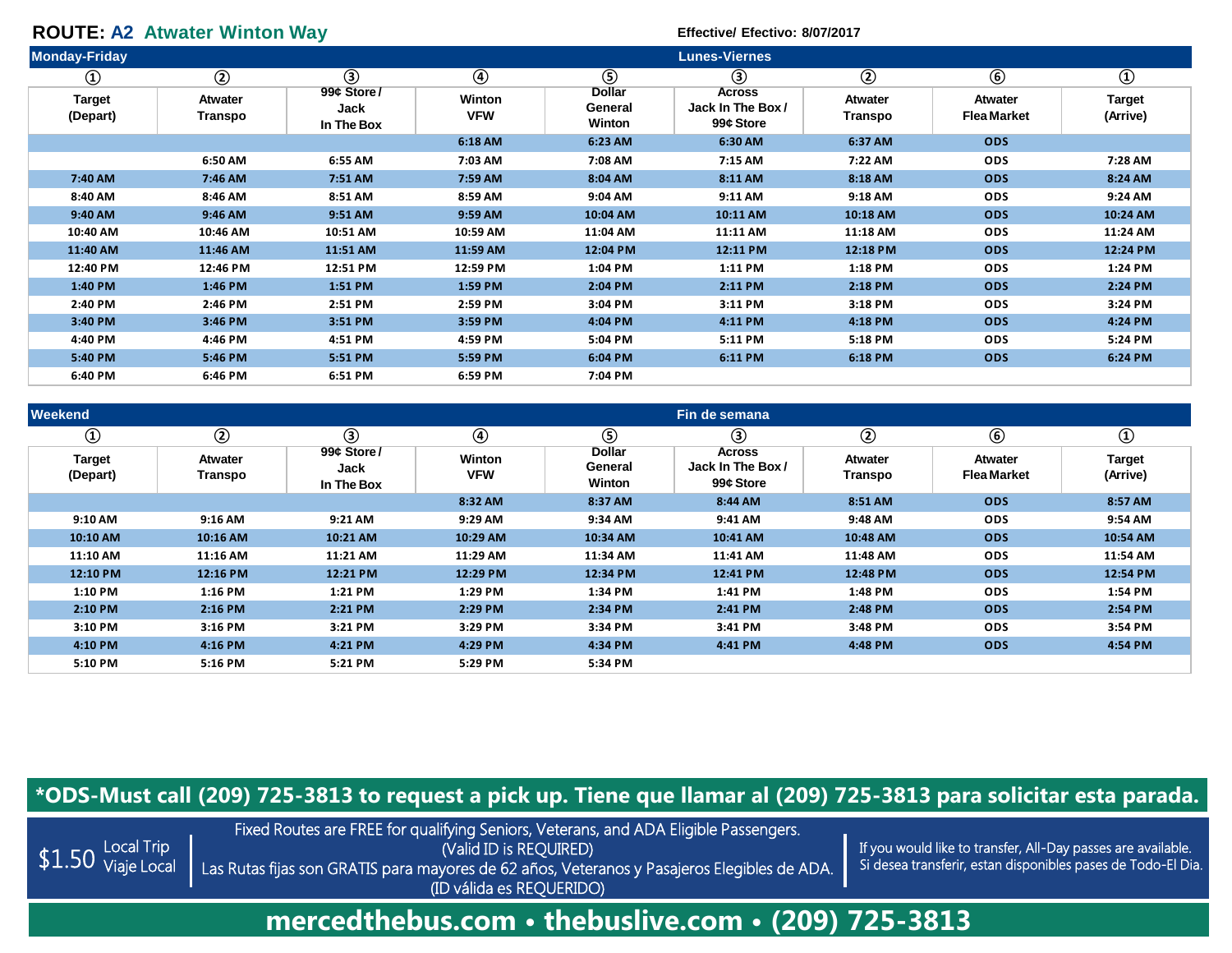# ROUTE: A2 Atwater Winton Way

Effective/ Efectivo: 8/07/2017

## Monday-Friday / Lunes-Viernes

| ① Target (Depart) | ② Atwater Transpo | ③ 99¢ Store / Jack In The Box | ④ Winton VFW | ⑤ Dollar General Winton | ③ Across Jack In The Box / 99¢ Store | ② Atwater Transpo | ⑥ Atwater Flea Market | ① Target (Arrive) |
|---|---|---|---|---|---|---|---|---|
| | | | 6:18 AM | 6:23 AM | 6:30 AM | 6:37 AM | ODS | |
| | 6:50 AM | 6:55 AM | 7:03 AM | 7:08 AM | 7:15 AM | 7:22 AM | ODS | 7:28 AM |
| 7:40 AM | 7:46 AM | 7:51 AM | 7:59 AM | 8:04 AM | 8:11 AM | 8:18 AM | ODS | 8:24 AM |
| 8:40 AM | 8:46 AM | 8:51 AM | 8:59 AM | 9:04 AM | 9:11 AM | 9:18 AM | ODS | 9:24 AM |
| 9:40 AM | 9:46 AM | 9:51 AM | 9:59 AM | 10:04 AM | 10:11 AM | 10:18 AM | ODS | 10:24 AM |
| 10:40 AM | 10:46 AM | 10:51 AM | 10:59 AM | 11:04 AM | 11:11 AM | 11:18 AM | ODS | 11:24 AM |
| 11:40 AM | 11:46 AM | 11:51 AM | 11:59 AM | 12:04 PM | 12:11 PM | 12:18 PM | ODS | 12:24 PM |
| 12:40 PM | 12:46 PM | 12:51 PM | 12:59 PM | 1:04 PM | 1:11 PM | 1:18 PM | ODS | 1:24 PM |
| 1:40 PM | 1:46 PM | 1:51 PM | 1:59 PM | 2:04 PM | 2:11 PM | 2:18 PM | ODS | 2:24 PM |
| 2:40 PM | 2:46 PM | 2:51 PM | 2:59 PM | 3:04 PM | 3:11 PM | 3:18 PM | ODS | 3:24 PM |
| 3:40 PM | 3:46 PM | 3:51 PM | 3:59 PM | 4:04 PM | 4:11 PM | 4:18 PM | ODS | 4:24 PM |
| 4:40 PM | 4:46 PM | 4:51 PM | 4:59 PM | 5:04 PM | 5:11 PM | 5:18 PM | ODS | 5:24 PM |
| 5:40 PM | 5:46 PM | 5:51 PM | 5:59 PM | 6:04 PM | 6:11 PM | 6:18 PM | ODS | 6:24 PM |
| 6:40 PM | 6:46 PM | 6:51 PM | 6:59 PM | 7:04 PM | | | | |

## Weekend / Fin de semana

| ① Target (Depart) | ② Atwater Transpo | ③ 99¢ Store / Jack In The Box | ④ Winton VFW | ⑤ Dollar General Winton | ③ Across Jack In The Box / 99¢ Store | ② Atwater Transpo | ⑥ Atwater Flea Market | ① Target (Arrive) |
|---|---|---|---|---|---|---|---|---|
| | | | 8:32 AM | 8:37 AM | 8:44 AM | 8:51 AM | ODS | 8:57 AM |
| 9:10 AM | 9:16 AM | 9:21 AM | 9:29 AM | 9:34 AM | 9:41 AM | 9:48 AM | ODS | 9:54 AM |
| 10:10 AM | 10:16 AM | 10:21 AM | 10:29 AM | 10:34 AM | 10:41 AM | 10:48 AM | ODS | 10:54 AM |
| 11:10 AM | 11:16 AM | 11:21 AM | 11:29 AM | 11:34 AM | 11:41 AM | 11:48 AM | ODS | 11:54 AM |
| 12:10 PM | 12:16 PM | 12:21 PM | 12:29 PM | 12:34 PM | 12:41 PM | 12:48 PM | ODS | 12:54 PM |
| 1:10 PM | 1:16 PM | 1:21 PM | 1:29 PM | 1:34 PM | 1:41 PM | 1:48 PM | ODS | 1:54 PM |
| 2:10 PM | 2:16 PM | 2:21 PM | 2:29 PM | 2:34 PM | 2:41 PM | 2:48 PM | ODS | 2:54 PM |
| 3:10 PM | 3:16 PM | 3:21 PM | 3:29 PM | 3:34 PM | 3:41 PM | 3:48 PM | ODS | 3:54 PM |
| 4:10 PM | 4:16 PM | 4:21 PM | 4:29 PM | 4:34 PM | 4:41 PM | 4:48 PM | ODS | 4:54 PM |
| 5:10 PM | 5:16 PM | 5:21 PM | 5:29 PM | 5:34 PM | | | | |

**\*ODS-Must call (209) 725-3813 to request a pick up. Tiene que llamar al (209) 725-3813 para solicitar esta parada.**

$1.50 Local Trip / Viaje Local

Fixed Routes are FREE for qualifying Seniors, Veterans, and ADA Eligible Passengers. (Valid ID is REQUIRED)
Las Rutas fijas son GRATIS para mayores de 62 años, Veteranos y Pasajeros Elegibles de ADA. (ID válida es REQUERIDO)

If you would like to transfer, All-Day passes are available.
Si desea transferir, estan disponibles pases de Todo-El Dia.

**mercedthebus.com • thebuslive.com • (209) 725-3813**